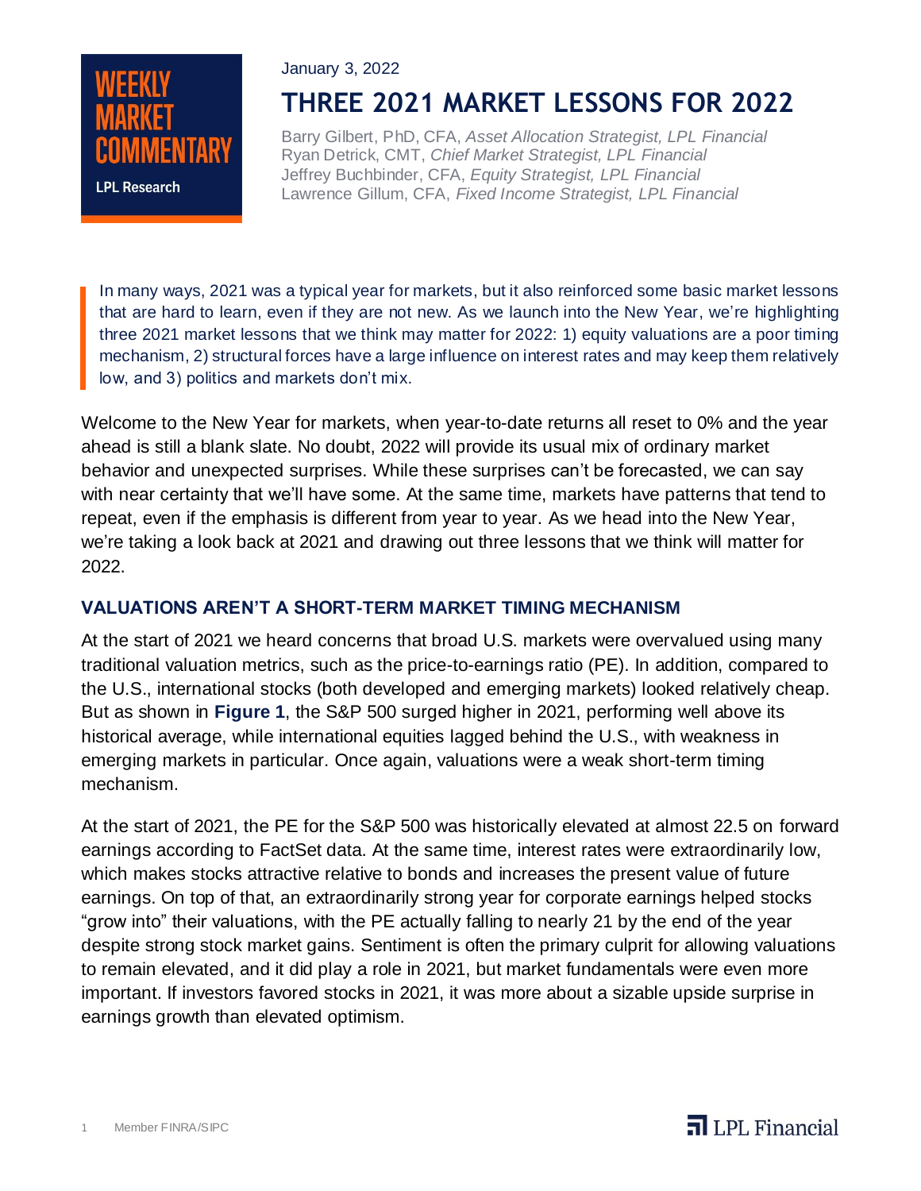WEEKLY MARKET COMMENTARY

LPL Research

January 3, 2022

# THREE 2021 MARKET LESSONS FOR 2022

Barry Gilbert, PhD, CFA, *Asset Allocation Strategist, LPL Financial*
Ryan Detrick, CMT, *Chief Market Strategist, LPL Financial*
Jeffrey Buchbinder, CFA, *Equity Strategist, LPL Financial*
Lawrence Gillum, CFA, *Fixed Income Strategist, LPL Financial*

> In many ways, 2021 was a typical year for markets, but it also reinforced some basic market lessons that are hard to learn, even if they are not new. As we launch into the New Year, we're highlighting three 2021 market lessons that we think may matter for 2022: 1) equity valuations are a poor timing mechanism, 2) structural forces have a large influence on interest rates and may keep them relatively low, and 3) politics and markets don't mix.

Welcome to the New Year for markets, when year-to-date returns all reset to 0% and the year ahead is still a blank slate. No doubt, 2022 will provide its usual mix of ordinary market behavior and unexpected surprises. While these surprises can't be forecasted, we can say with near certainty that we'll have some. At the same time, markets have patterns that tend to repeat, even if the emphasis is different from year to year. As we head into the New Year, we're taking a look back at 2021 and drawing out three lessons that we think will matter for 2022.

## VALUATIONS AREN'T A SHORT-TERM MARKET TIMING MECHANISM

At the start of 2021 we heard concerns that broad U.S. markets were overvalued using many traditional valuation metrics, such as the price-to-earnings ratio (PE). In addition, compared to the U.S., international stocks (both developed and emerging markets) looked relatively cheap. But as shown in **Figure 1**, the S&P 500 surged higher in 2021, performing well above its historical average, while international equities lagged behind the U.S., with weakness in emerging markets in particular. Once again, valuations were a weak short-term timing mechanism.

At the start of 2021, the PE for the S&P 500 was historically elevated at almost 22.5 on forward earnings according to FactSet data. At the same time, interest rates were extraordinarily low, which makes stocks attractive relative to bonds and increases the present value of future earnings. On top of that, an extraordinarily strong year for corporate earnings helped stocks "grow into" their valuations, with the PE actually falling to nearly 21 by the end of the year despite strong stock market gains. Sentiment is often the primary culprit for allowing valuations to remain elevated, and it did play a role in 2021, but market fundamentals were even more important. If investors favored stocks in 2021, it was more about a sizable upside surprise in earnings growth than elevated optimism.

Member FINRA/SIPC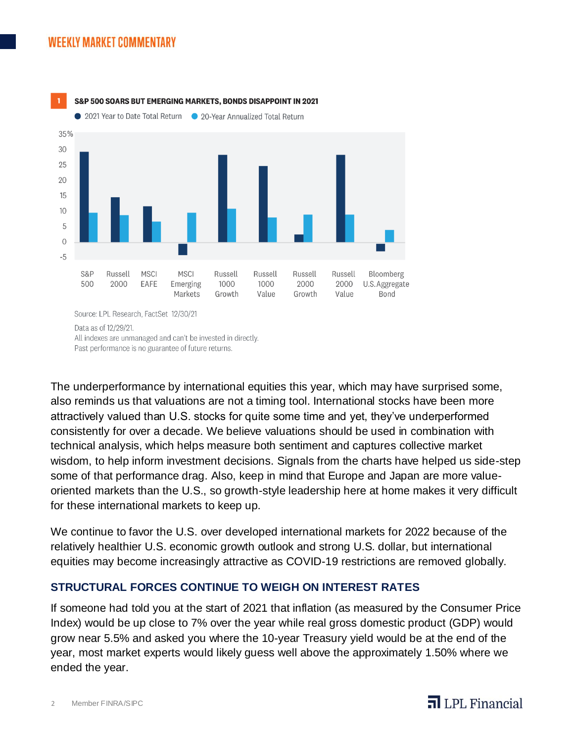**1 S&P 500 SOARS BUT EMERGING MARKETS, BONDS DISAPPOINT IN 2021**

● 2021 Year to Date Total Return ● 20-Year Annualized Total Return

Source: LPL Research, FactSet 12/30/21

Data as of 12/29/21.
All indexes are unmanaged and can't be invested in directly.
Past performance is no guarantee of future returns.

The underperformance by international equities this year, which may have surprised some, also reminds us that valuations are not a timing tool. International stocks have been more attractively valued than U.S. stocks for quite some time and yet, they've underperformed consistently for over a decade. We believe valuations should be used in combination with technical analysis, which helps measure both sentiment and captures collective market wisdom, to help inform investment decisions. Signals from the charts have helped us side-step some of that performance drag. Also, keep in mind that Europe and Japan are more value-oriented markets than the U.S., so growth-style leadership here at home makes it very difficult for these international markets to keep up.

We continue to favor the U.S. over developed international markets for 2022 because of the relatively healthier U.S. economic growth outlook and strong U.S. dollar, but international equities may become increasingly attractive as COVID-19 restrictions are removed globally.

## STRUCTURAL FORCES CONTINUE TO WEIGH ON INTEREST RATES

If someone had told you at the start of 2021 that inflation (as measured by the Consumer Price Index) would be up close to 7% over the year while real gross domestic product (GDP) would grow near 5.5% and asked you where the 10-year Treasury yield would be at the end of the year, most market experts would likely guess well above the approximately 1.50% where we ended the year.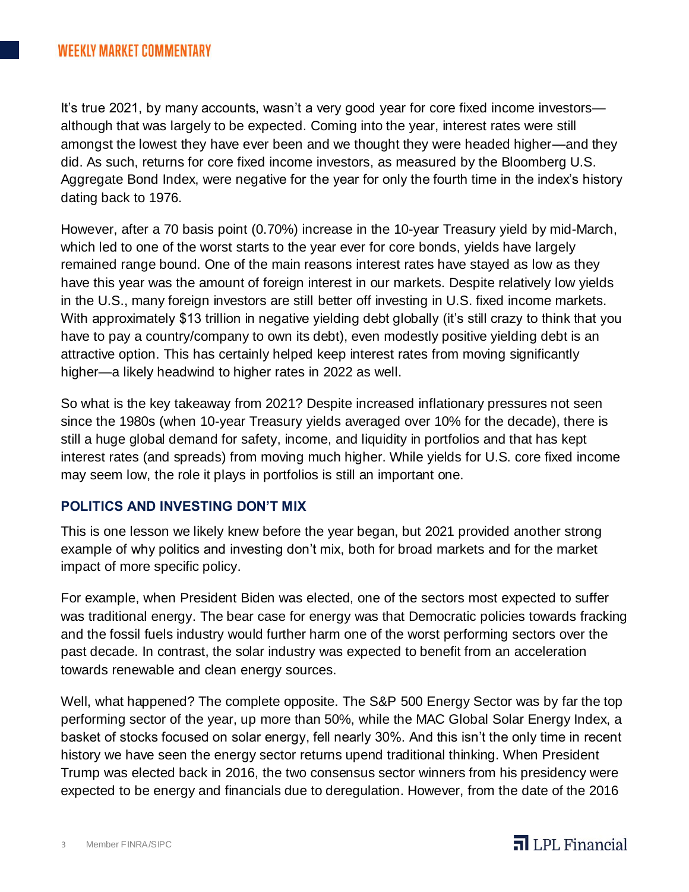It's true 2021, by many accounts, wasn't a very good year for core fixed income investors—although that was largely to be expected. Coming into the year, interest rates were still amongst the lowest they have ever been and we thought they were headed higher—and they did. As such, returns for core fixed income investors, as measured by the Bloomberg U.S. Aggregate Bond Index, were negative for the year for only the fourth time in the index's history dating back to 1976.

However, after a 70 basis point (0.70%) increase in the 10-year Treasury yield by mid-March, which led to one of the worst starts to the year ever for core bonds, yields have largely remained range bound. One of the main reasons interest rates have stayed as low as they have this year was the amount of foreign interest in our markets. Despite relatively low yields in the U.S., many foreign investors are still better off investing in U.S. fixed income markets. With approximately $13 trillion in negative yielding debt globally (it's still crazy to think that you have to pay a country/company to own its debt), even modestly positive yielding debt is an attractive option. This has certainly helped keep interest rates from moving significantly higher—a likely headwind to higher rates in 2022 as well.

So what is the key takeaway from 2021? Despite increased inflationary pressures not seen since the 1980s (when 10-year Treasury yields averaged over 10% for the decade), there is still a huge global demand for safety, income, and liquidity in portfolios and that has kept interest rates (and spreads) from moving much higher. While yields for U.S. core fixed income may seem low, the role it plays in portfolios is still an important one.

### POLITICS AND INVESTING DON'T MIX

This is one lesson we likely knew before the year began, but 2021 provided another strong example of why politics and investing don't mix, both for broad markets and for the market impact of more specific policy.

For example, when President Biden was elected, one of the sectors most expected to suffer was traditional energy. The bear case for energy was that Democratic policies towards fracking and the fossil fuels industry would further harm one of the worst performing sectors over the past decade. In contrast, the solar industry was expected to benefit from an acceleration towards renewable and clean energy sources.

Well, what happened? The complete opposite. The S&P 500 Energy Sector was by far the top performing sector of the year, up more than 50%, while the MAC Global Solar Energy Index, a basket of stocks focused on solar energy, fell nearly 30%. And this isn't the only time in recent history we have seen the energy sector returns upend traditional thinking. When President Trump was elected back in 2016, the two consensus sector winners from his presidency were expected to be energy and financials due to deregulation. However, from the date of the 2016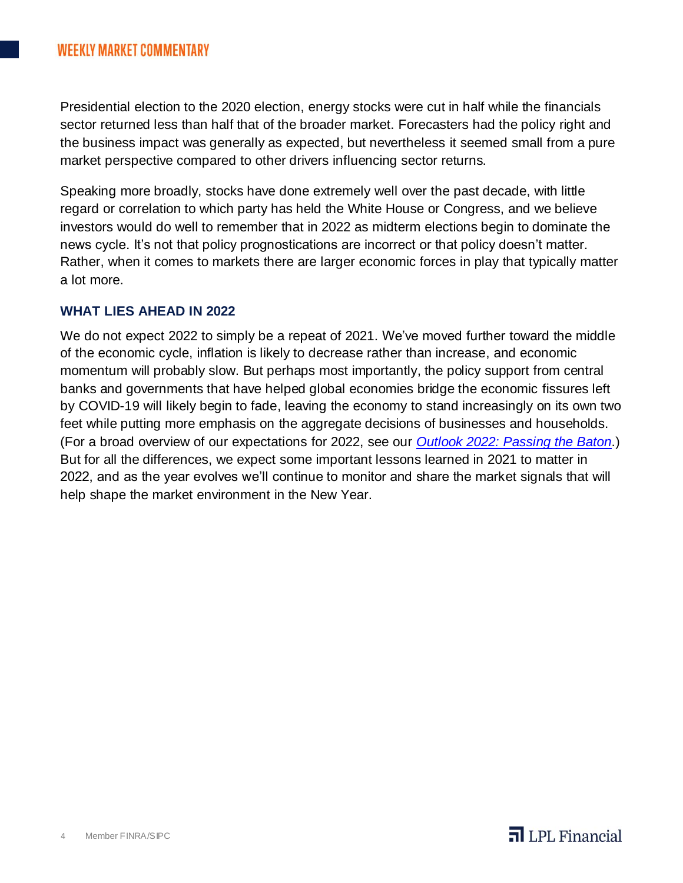Presidential election to the 2020 election, energy stocks were cut in half while the financials sector returned less than half that of the broader market. Forecasters had the policy right and the business impact was generally as expected, but nevertheless it seemed small from a pure market perspective compared to other drivers influencing sector returns.

Speaking more broadly, stocks have done extremely well over the past decade, with little regard or correlation to which party has held the White House or Congress, and we believe investors would do well to remember that in 2022 as midterm elections begin to dominate the news cycle. It's not that policy prognostications are incorrect or that policy doesn't matter. Rather, when it comes to markets there are larger economic forces in play that typically matter a lot more.

### WHAT LIES AHEAD IN 2022

We do not expect 2022 to simply be a repeat of 2021. We've moved further toward the middle of the economic cycle, inflation is likely to decrease rather than increase, and economic momentum will probably slow. But perhaps most importantly, the policy support from central banks and governments that have helped global economies bridge the economic fissures left by COVID-19 will likely begin to fade, leaving the economy to stand increasingly on its own two feet while putting more emphasis on the aggregate decisions of businesses and households. (For a broad overview of our expectations for 2022, see our *Outlook 2022: Passing the Baton*.) But for all the differences, we expect some important lessons learned in 2021 to matter in 2022, and as the year evolves we'll continue to monitor and share the market signals that will help shape the market environment in the New Year.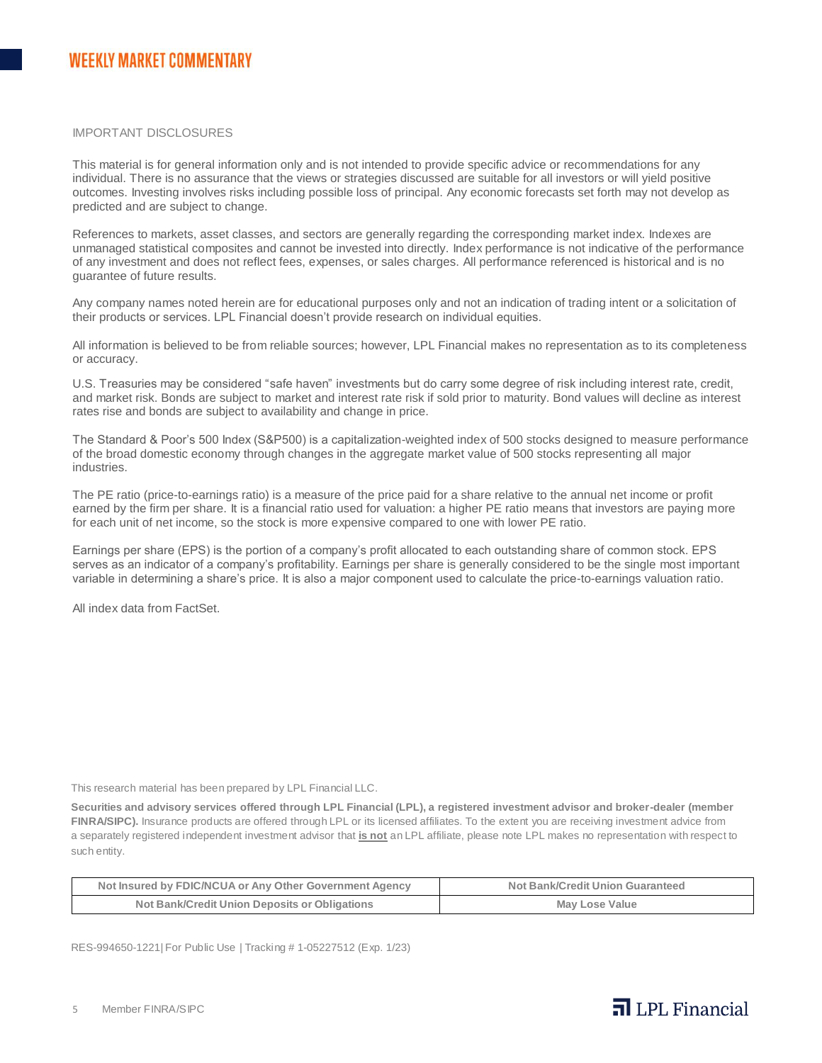IMPORTANT DISCLOSURES

This material is for general information only and is not intended to provide specific advice or recommendations for any individual. There is no assurance that the views or strategies discussed are suitable for all investors or will yield positive outcomes. Investing involves risks including possible loss of principal. Any economic forecasts set forth may not develop as predicted and are subject to change.

References to markets, asset classes, and sectors are generally regarding the corresponding market index. Indexes are unmanaged statistical composites and cannot be invested into directly. Index performance is not indicative of the performance of any investment and does not reflect fees, expenses, or sales charges. All performance referenced is historical and is no guarantee of future results.

Any company names noted herein are for educational purposes only and not an indication of trading intent or a solicitation of their products or services. LPL Financial doesn't provide research on individual equities.

All information is believed to be from reliable sources; however, LPL Financial makes no representation as to its completeness or accuracy.

U.S. Treasuries may be considered "safe haven" investments but do carry some degree of risk including interest rate, credit, and market risk. Bonds are subject to market and interest rate risk if sold prior to maturity. Bond values will decline as interest rates rise and bonds are subject to availability and change in price.

The Standard & Poor's 500 Index (S&P500) is a capitalization-weighted index of 500 stocks designed to measure performance of the broad domestic economy through changes in the aggregate market value of 500 stocks representing all major industries.

The PE ratio (price-to-earnings ratio) is a measure of the price paid for a share relative to the annual net income or profit earned by the firm per share. It is a financial ratio used for valuation: a higher PE ratio means that investors are paying more for each unit of net income, so the stock is more expensive compared to one with lower PE ratio.

Earnings per share (EPS) is the portion of a company's profit allocated to each outstanding share of common stock. EPS serves as an indicator of a company's profitability. Earnings per share is generally considered to be the single most important variable in determining a share's price. It is also a major component used to calculate the price-to-earnings valuation ratio.

All index data from FactSet.

This research material has been prepared by LPL Financial LLC.

**Securities and advisory services offered through LPL Financial (LPL), a registered investment advisor and broker-dealer (member FINRA/SIPC).** Insurance products are offered through LPL or its licensed affiliates. To the extent you are receiving investment advice from a separately registered independent investment advisor that **is not** an LPL affiliate, please note LPL makes no representation with respect to such entity.

| | |
|---|---|
| Not Insured by FDIC/NCUA or Any Other Government Agency | Not Bank/Credit Union Guaranteed |
| Not Bank/Credit Union Deposits or Obligations | May Lose Value |

RES-994650-1221| For Public Use | Tracking # 1-05227512 (Exp. 1/23)

Member FINRA/SIPC